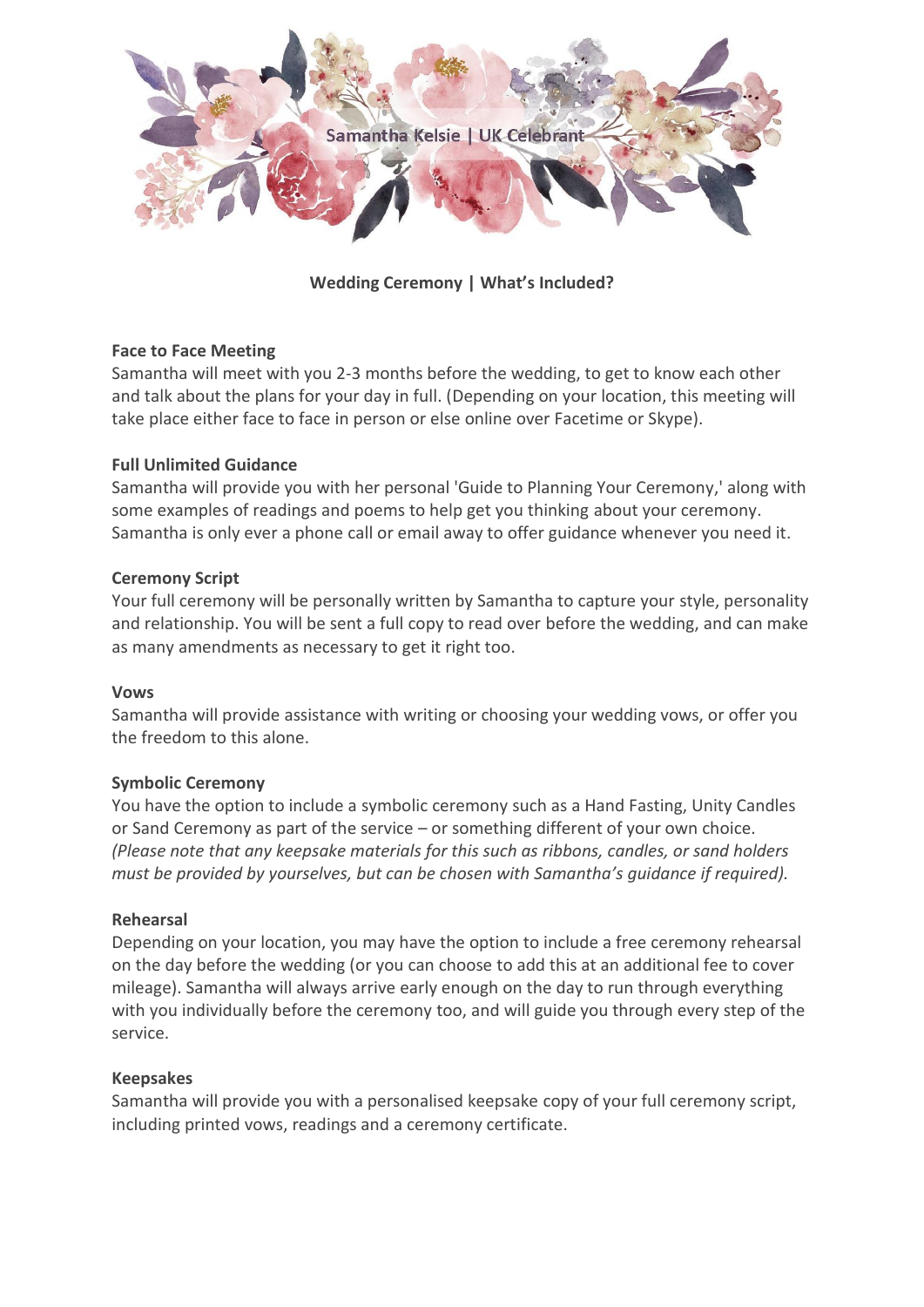Samantha Kelsie | UK Celebrant

## Wedding Ceremony | What's Included?

**Face to Face Meeting**
Samantha will meet with you 2-3 months before the wedding, to get to know each other and talk about the plans for your day in full. (Depending on your location, this meeting will take place either face to face in person or else online over Facetime or Skype).

**Full Unlimited Guidance**
Samantha will provide you with her personal 'Guide to Planning Your Ceremony,' along with some examples of readings and poems to help get you thinking about your ceremony. Samantha is only ever a phone call or email away to offer guidance whenever you need it.

**Ceremony Script**
Your full ceremony will be personally written by Samantha to capture your style, personality and relationship. You will be sent a full copy to read over before the wedding, and can make as many amendments as necessary to get it right too.

**Vows**
Samantha will provide assistance with writing or choosing your wedding vows, or offer you the freedom to this alone.

**Symbolic Ceremony**
You have the option to include a symbolic ceremony such as a Hand Fasting, Unity Candles or Sand Ceremony as part of the service – or something different of your own choice. *(Please note that any keepsake materials for this such as ribbons, candles, or sand holders must be provided by yourselves, but can be chosen with Samantha's guidance if required).*

**Rehearsal**
Depending on your location, you may have the option to include a free ceremony rehearsal on the day before the wedding (or you can choose to add this at an additional fee to cover mileage). Samantha will always arrive early enough on the day to run through everything with you individually before the ceremony too, and will guide you through every step of the service.

**Keepsakes**
Samantha will provide you with a personalised keepsake copy of your full ceremony script, including printed vows, readings and a ceremony certificate.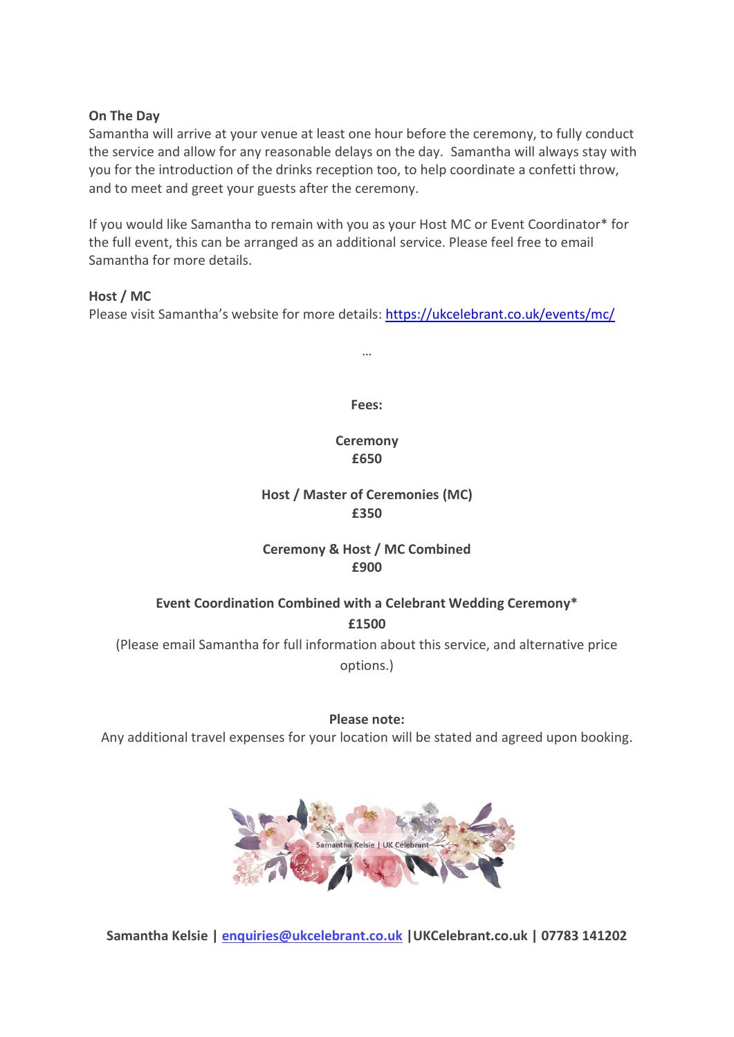**On The Day**
Samantha will arrive at your venue at least one hour before the ceremony, to fully conduct the service and allow for any reasonable delays on the day. Samantha will always stay with you for the introduction of the drinks reception too, to help coordinate a confetti throw, and to meet and greet your guests after the ceremony.

If you would like Samantha to remain with you as your Host MC or Event Coordinator* for the full event, this can be arranged as an additional service. Please feel free to email Samantha for more details.

**Host / MC**
Please visit Samantha's website for more details: [https://ukcelebrant.co.uk/events/mc/](https://ukcelebrant.co.uk/events/mc/)

…

**Fees:**

**Ceremony**
**£650**

**Host / Master of Ceremonies (MC)**
**£350**

**Ceremony & Host / MC Combined**
**£900**

**Event Coordination Combined with a Celebrant Wedding Ceremony***
**£1500**
(Please email Samantha for full information about this service, and alternative price options.)

**Please note:**
Any additional travel expenses for your location will be stated and agreed upon booking.

Samantha Kelsie | UK Celebrant

**Samantha Kelsie | [enquiries@ukcelebrant.co.uk](mailto:enquiries@ukcelebrant.co.uk) |UKCelebrant.co.uk | 07783 141202**